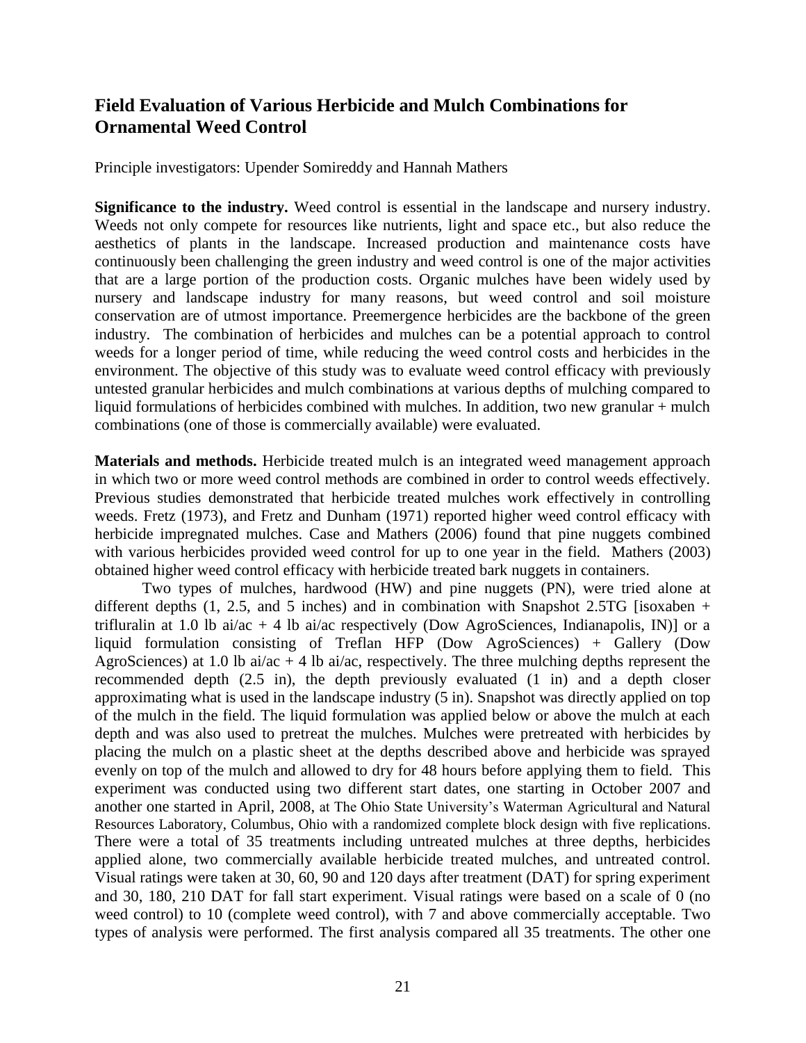# Field Evaluation of Various Herbicide and Mulch Combinations for Ornamental Weed Control

Principle investigators: Upender Somireddy and Hannah Mathers

**Significance to the industry.** Weed control is essential in the landscape and nursery industry. Weeds not only compete for resources like nutrients, light and space etc., but also reduce the aesthetics of plants in the landscape. Increased production and maintenance costs have continuously been challenging the green industry and weed control is one of the major activities that are a large portion of the production costs. Organic mulches have been widely used by nursery and landscape industry for many reasons, but weed control and soil moisture conservation are of utmost importance. Preemergence herbicides are the backbone of the green industry. The combination of herbicides and mulches can be a potential approach to control weeds for a longer period of time, while reducing the weed control costs and herbicides in the environment. The objective of this study was to evaluate weed control efficacy with previously untested granular herbicides and mulch combinations at various depths of mulching compared to liquid formulations of herbicides combined with mulches. In addition, two new granular + mulch combinations (one of those is commercially available) were evaluated.

**Materials and methods.** Herbicide treated mulch is an integrated weed management approach in which two or more weed control methods are combined in order to control weeds effectively. Previous studies demonstrated that herbicide treated mulches work effectively in controlling weeds. Fretz (1973), and Fretz and Dunham (1971) reported higher weed control efficacy with herbicide impregnated mulches. Case and Mathers (2006) found that pine nuggets combined with various herbicides provided weed control for up to one year in the field. Mathers (2003) obtained higher weed control efficacy with herbicide treated bark nuggets in containers.

Two types of mulches, hardwood (HW) and pine nuggets (PN), were tried alone at different depths (1, 2.5, and 5 inches) and in combination with Snapshot 2.5TG [isoxaben + trifluralin at 1.0 lb ai/ac + 4 lb ai/ac respectively (Dow AgroSciences, Indianapolis, IN)] or a liquid formulation consisting of Treflan HFP (Dow AgroSciences) + Gallery (Dow AgroSciences) at 1.0 lb ai/ac + 4 lb ai/ac, respectively. The three mulching depths represent the recommended depth (2.5 in), the depth previously evaluated (1 in) and a depth closer approximating what is used in the landscape industry (5 in). Snapshot was directly applied on top of the mulch in the field. The liquid formulation was applied below or above the mulch at each depth and was also used to pretreat the mulches. Mulches were pretreated with herbicides by placing the mulch on a plastic sheet at the depths described above and herbicide was sprayed evenly on top of the mulch and allowed to dry for 48 hours before applying them to field. This experiment was conducted using two different start dates, one starting in October 2007 and another one started in April, 2008, at The Ohio State University's Waterman Agricultural and Natural Resources Laboratory, Columbus, Ohio with a randomized complete block design with five replications. There were a total of 35 treatments including untreated mulches at three depths, herbicides applied alone, two commercially available herbicide treated mulches, and untreated control. Visual ratings were taken at 30, 60, 90 and 120 days after treatment (DAT) for spring experiment and 30, 180, 210 DAT for fall start experiment. Visual ratings were based on a scale of 0 (no weed control) to 10 (complete weed control), with 7 and above commercially acceptable. Two types of analysis were performed. The first analysis compared all 35 treatments. The other one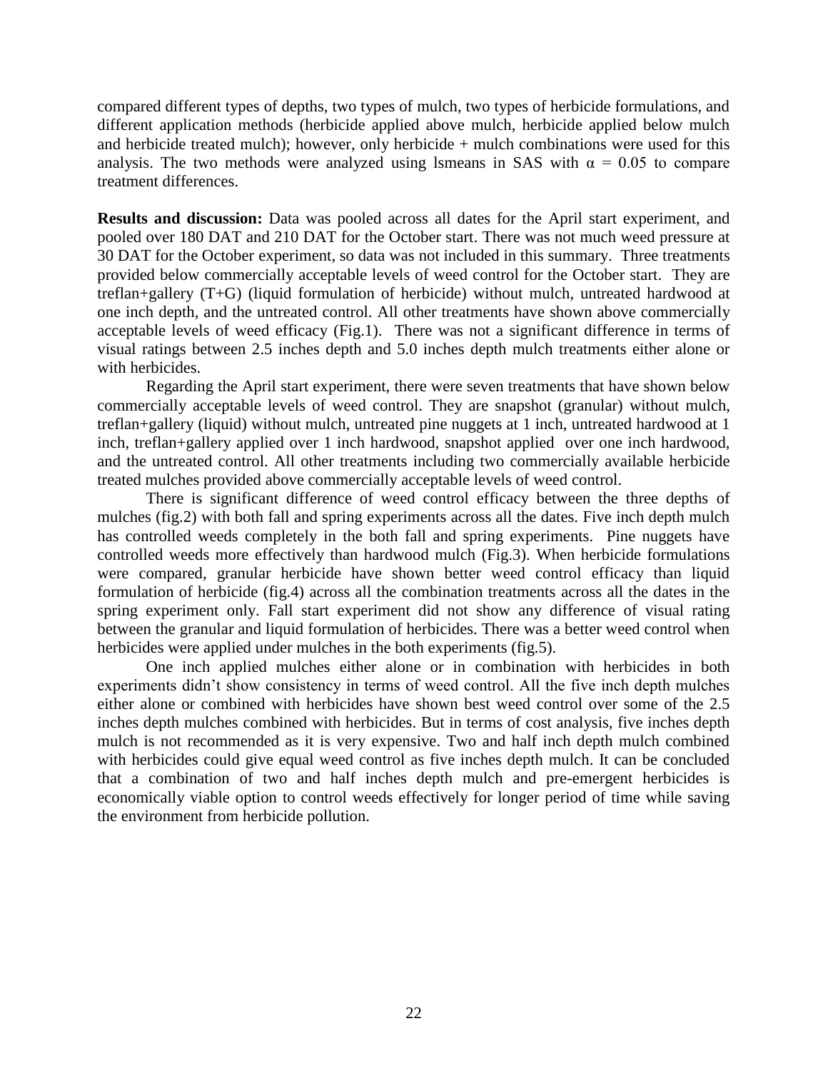compared different types of depths, two types of mulch, two types of herbicide formulations, and different application methods (herbicide applied above mulch, herbicide applied below mulch and herbicide treated mulch); however, only herbicide + mulch combinations were used for this analysis. The two methods were analyzed using lsmeans in SAS with $\alpha = 0.05$ to compare treatment differences.

**Results and discussion:** Data was pooled across all dates for the April start experiment, and pooled over 180 DAT and 210 DAT for the October start. There was not much weed pressure at 30 DAT for the October experiment, so data was not included in this summary. Three treatments provided below commercially acceptable levels of weed control for the October start. They are treflan+gallery (T+G) (liquid formulation of herbicide) without mulch, untreated hardwood at one inch depth, and the untreated control. All other treatments have shown above commercially acceptable levels of weed efficacy (Fig.1). There was not a significant difference in terms of visual ratings between 2.5 inches depth and 5.0 inches depth mulch treatments either alone or with herbicides.

Regarding the April start experiment, there were seven treatments that have shown below commercially acceptable levels of weed control. They are snapshot (granular) without mulch, treflan+gallery (liquid) without mulch, untreated pine nuggets at 1 inch, untreated hardwood at 1 inch, treflan+gallery applied over 1 inch hardwood, snapshot applied over one inch hardwood, and the untreated control. All other treatments including two commercially available herbicide treated mulches provided above commercially acceptable levels of weed control.

There is significant difference of weed control efficacy between the three depths of mulches (fig.2) with both fall and spring experiments across all the dates. Five inch depth mulch has controlled weeds completely in the both fall and spring experiments. Pine nuggets have controlled weeds more effectively than hardwood mulch (Fig.3). When herbicide formulations were compared, granular herbicide have shown better weed control efficacy than liquid formulation of herbicide (fig.4) across all the combination treatments across all the dates in the spring experiment only. Fall start experiment did not show any difference of visual rating between the granular and liquid formulation of herbicides. There was a better weed control when herbicides were applied under mulches in the both experiments (fig.5).

One inch applied mulches either alone or in combination with herbicides in both experiments didn't show consistency in terms of weed control. All the five inch depth mulches either alone or combined with herbicides have shown best weed control over some of the 2.5 inches depth mulches combined with herbicides. But in terms of cost analysis, five inches depth mulch is not recommended as it is very expensive. Two and half inch depth mulch combined with herbicides could give equal weed control as five inches depth mulch. It can be concluded that a combination of two and half inches depth mulch and pre-emergent herbicides is economically viable option to control weeds effectively for longer period of time while saving the environment from herbicide pollution.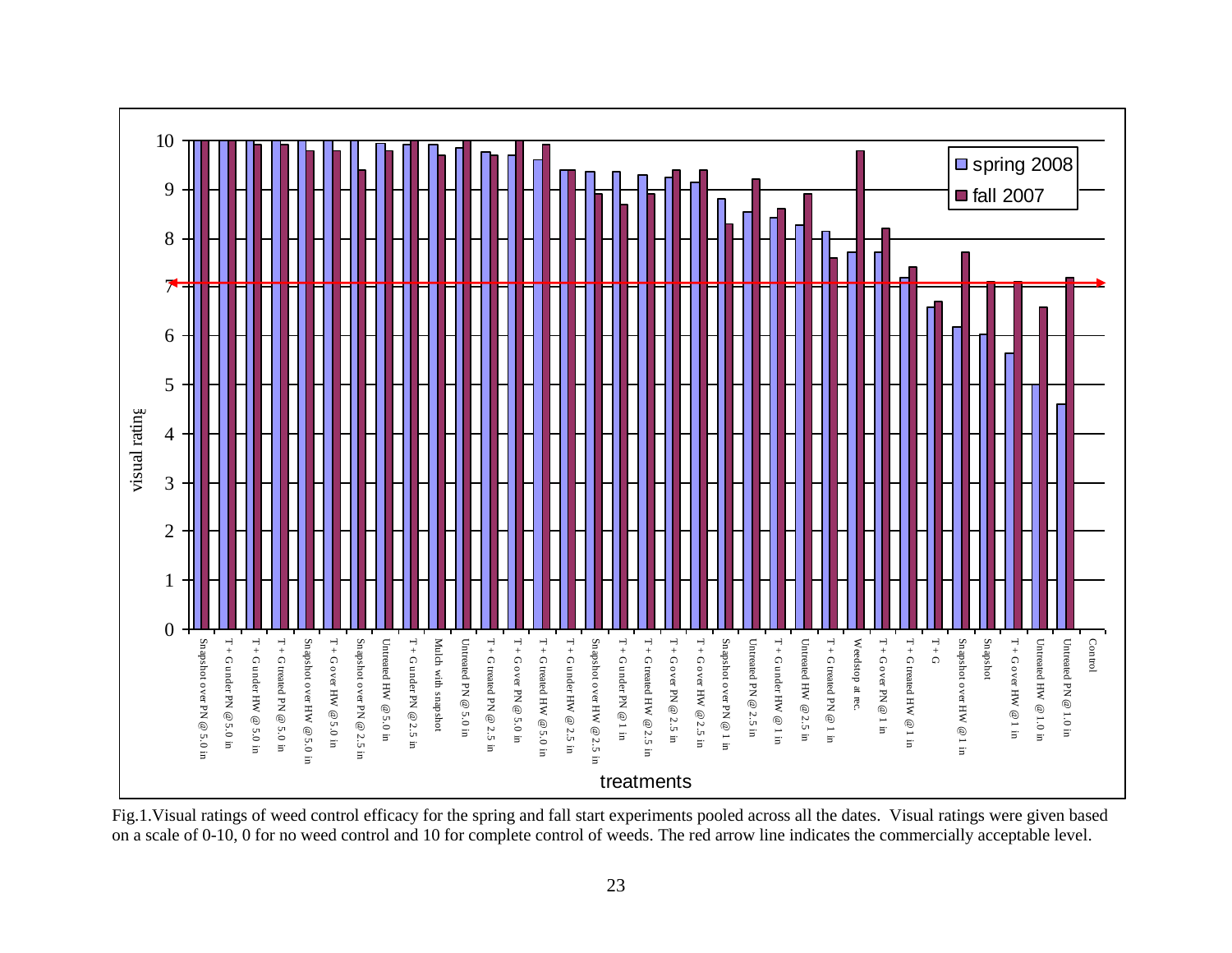Fig.1.Visual ratings of weed control efficacy for the spring and fall start experiments pooled across all the dates. Visual ratings were given based on a scale of 0-10, 0 for no weed control and 10 for complete control of weeds. The red arrow line indicates the commercially acceptable level.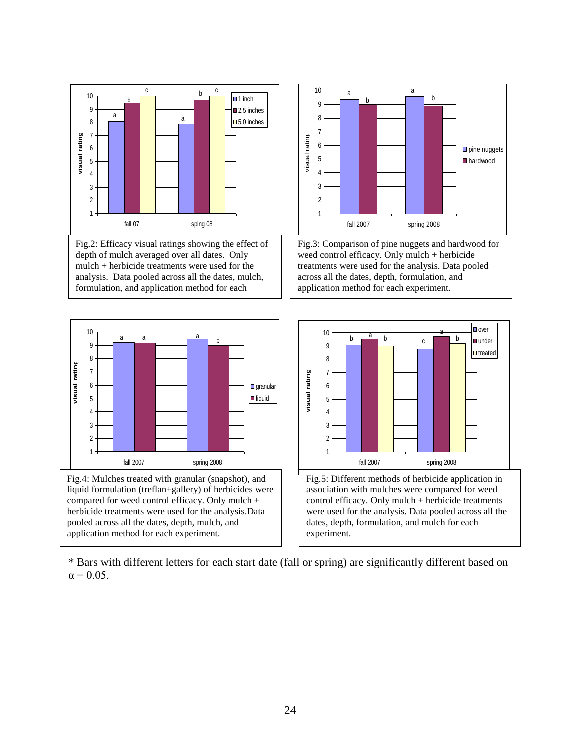Fig.2: Efficacy visual ratings showing the effect of depth of mulch averaged over all dates. Only mulch + herbicide treatments were used for the analysis. Data pooled across all the dates, mulch, formulation, and application method for each

Fig.3: Comparison of pine nuggets and hardwood for weed control efficacy. Only mulch + herbicide treatments were used for the analysis. Data pooled across all the dates, depth, formulation, and application method for each experiment.

Fig.4: Mulches treated with granular (snapshot), and liquid formulation (treflan+gallery) of herbicides were compared for weed control efficacy. Only mulch + herbicide treatments were used for the analysis.Data pooled across all the dates, depth, mulch, and application method for each experiment.

Fig.5: Different methods of herbicide application in association with mulches were compared for weed control efficacy. Only mulch + herbicide treatments were used for the analysis. Data pooled across all the dates, depth, formulation, and mulch for each experiment.

* Bars with different letters for each start date (fall or spring) are significantly different based on $\alpha = 0.05$.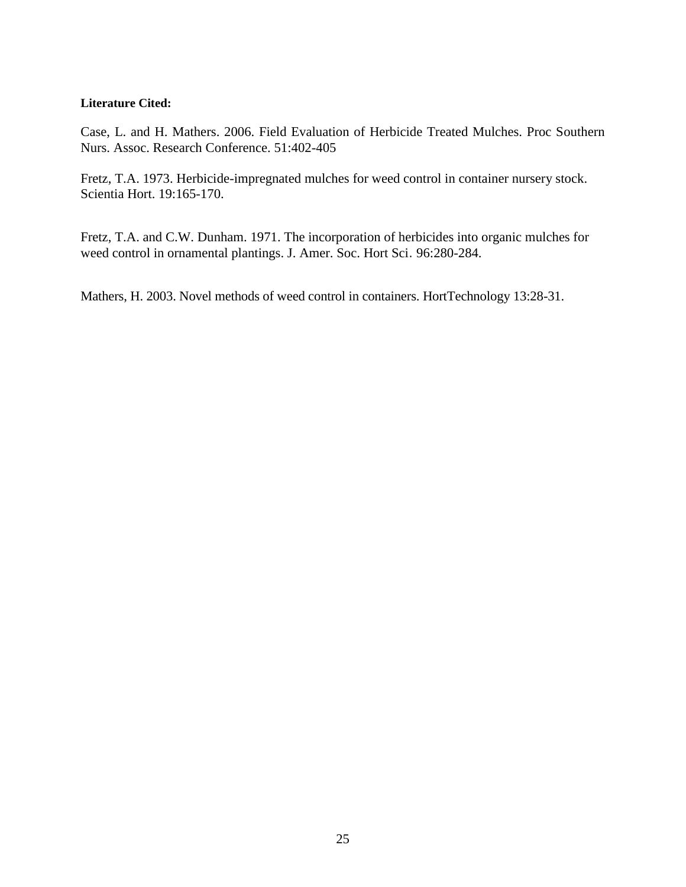**Literature Cited:**

Case, L. and H. Mathers. 2006. Field Evaluation of Herbicide Treated Mulches. Proc Southern Nurs. Assoc. Research Conference. 51:402-405

Fretz, T.A. 1973. Herbicide-impregnated mulches for weed control in container nursery stock. Scientia Hort. 19:165-170.

Fretz, T.A. and C.W. Dunham. 1971. The incorporation of herbicides into organic mulches for weed control in ornamental plantings. J. Amer. Soc. Hort Sci. 96:280-284.

Mathers, H. 2003. Novel methods of weed control in containers. HortTechnology 13:28-31.